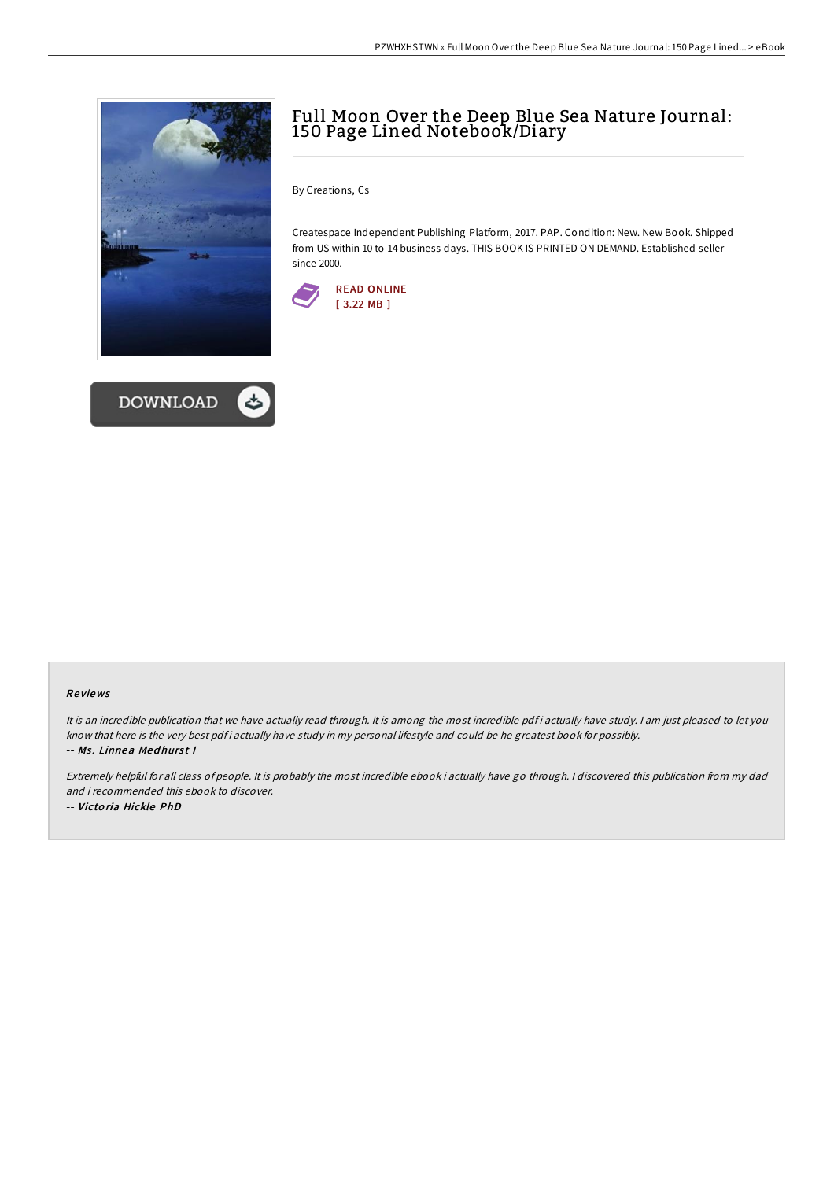# Full Moon Over the Deep Blue Sea Nature Journal: 150 Page Lined Notebook/Diary

By Creations, Cs

Createspace Independent Publishing Platform, 2017. PAP. Condition: New. New Book. Shipped from US within 10 to 14 business days. THIS BOOK IS PRINTED ON DEMAND. Established seller since 2000.

READ ONLINE
[ 3.22 MB ]

DOWNLOAD

### Reviews

*It is an incredible publication that we have actually read through. It is among the most incredible pdf i actually have study. I am just pleased to let you know that here is the very best pdf i actually have study in my personal lifestyle and could be he greatest book for possibly.*

-- ***Ms. Linnea Medhurst I***

*Extremely helpful for all class of people. It is probably the most incredible ebook i actually have go through. I discovered this publication from my dad and i recommended this ebook to discover.*

-- ***Victoria Hickle PhD***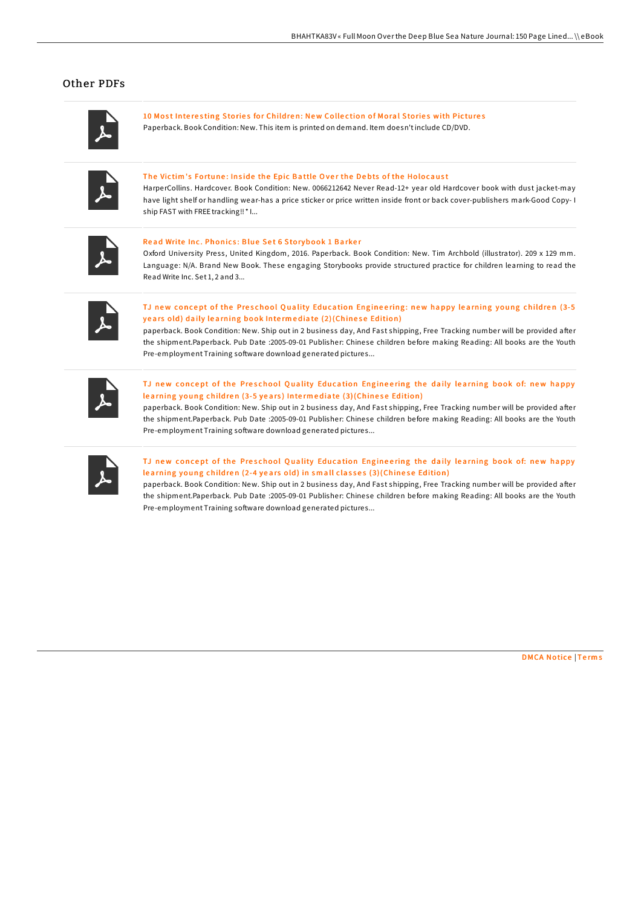## Other PDFs

**10 Most Interesting Stories for Children: New Collection of Moral Stories with Pictures**
Paperback. Book Condition: New. This item is printed on demand. Item doesn't include CD/DVD.

**The Victim's Fortune: Inside the Epic Battle Over the Debts of the Holocaust**
HarperCollins. Hardcover. Book Condition: New. 0066212642 Never Read-12+ year old Hardcover book with dust jacket-may have light shelf or handling wear-has a price sticker or price written inside front or back cover-publishers mark-Good Copy- I ship FAST with FREE tracking!! * I...

**Read Write Inc. Phonics: Blue Set 6 Storybook 1 Barker**
Oxford University Press, United Kingdom, 2016. Paperback. Book Condition: New. Tim Archbold (illustrator). 209 x 129 mm. Language: N/A. Brand New Book. These engaging Storybooks provide structured practice for children learning to read the Read Write Inc. Set 1, 2 and 3...

**TJ new concept of the Preschool Quality Education Engineering: new happy learning young children (3-5 years old) daily learning book Intermediate (2)(Chinese Edition)**
paperback. Book Condition: New. Ship out in 2 business day, And Fast shipping, Free Tracking number will be provided after the shipment.Paperback. Pub Date :2005-09-01 Publisher: Chinese children before making Reading: All books are the Youth Pre-employment Training software download generated pictures...

**TJ new concept of the Preschool Quality Education Engineering the daily learning book of: new happy learning young children (3-5 years) Intermediate (3)(Chinese Edition)**
paperback. Book Condition: New. Ship out in 2 business day, And Fast shipping, Free Tracking number will be provided after the shipment.Paperback. Pub Date :2005-09-01 Publisher: Chinese children before making Reading: All books are the Youth Pre-employment Training software download generated pictures...

**TJ new concept of the Preschool Quality Education Engineering the daily learning book of: new happy learning young children (2-4 years old) in small classes (3)(Chinese Edition)**
paperback. Book Condition: New. Ship out in 2 business day, And Fast shipping, Free Tracking number will be provided after the shipment.Paperback. Pub Date :2005-09-01 Publisher: Chinese children before making Reading: All books are the Youth Pre-employment Training software download generated pictures...

DMCA Notice | Terms